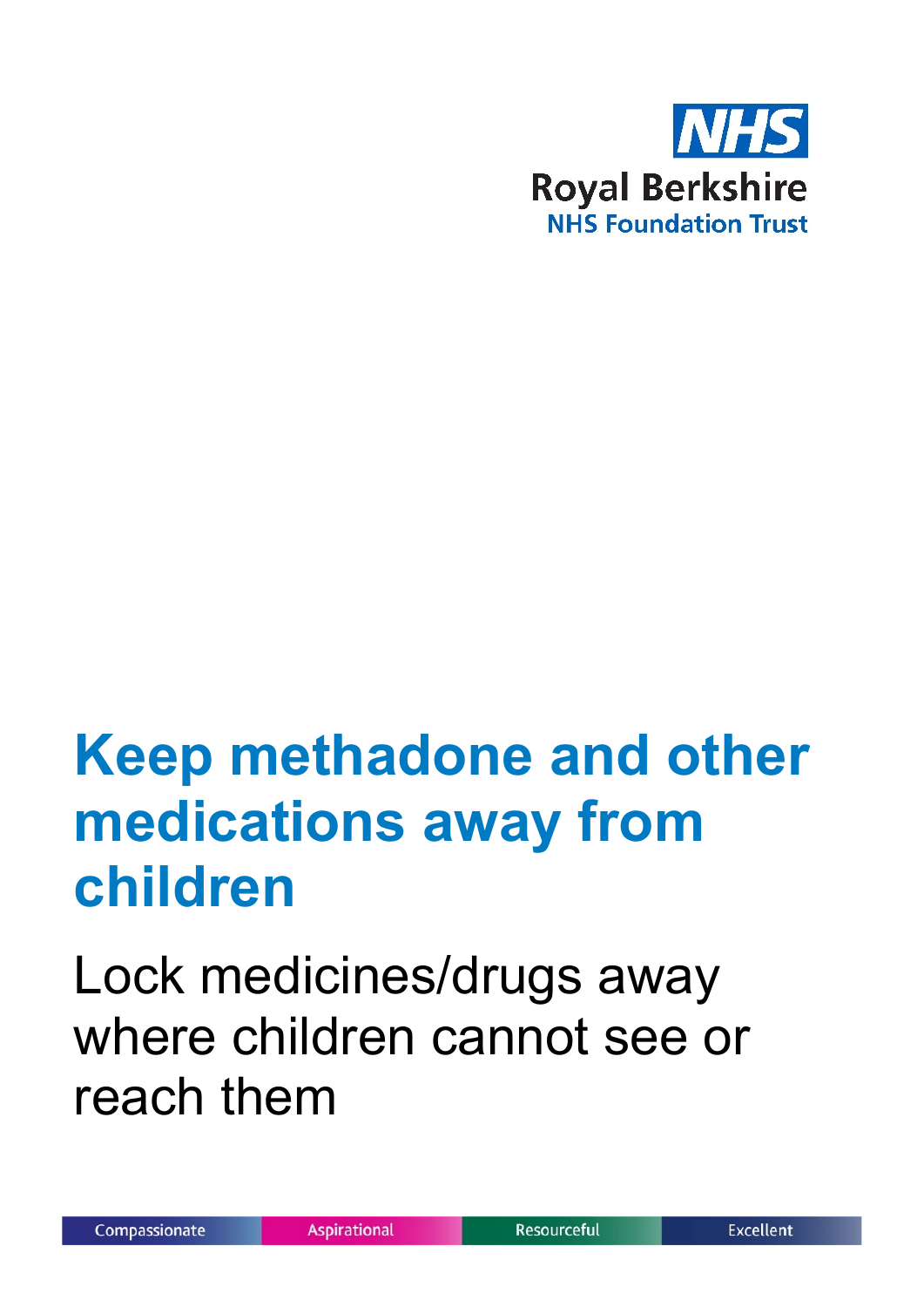Royal Berkshire
NHS Foundation Trust

# Keep methadone and other medications away from children

Lock medicines/drugs away where children cannot see or reach them

Compassionate | Aspirational | Resourceful | Excellent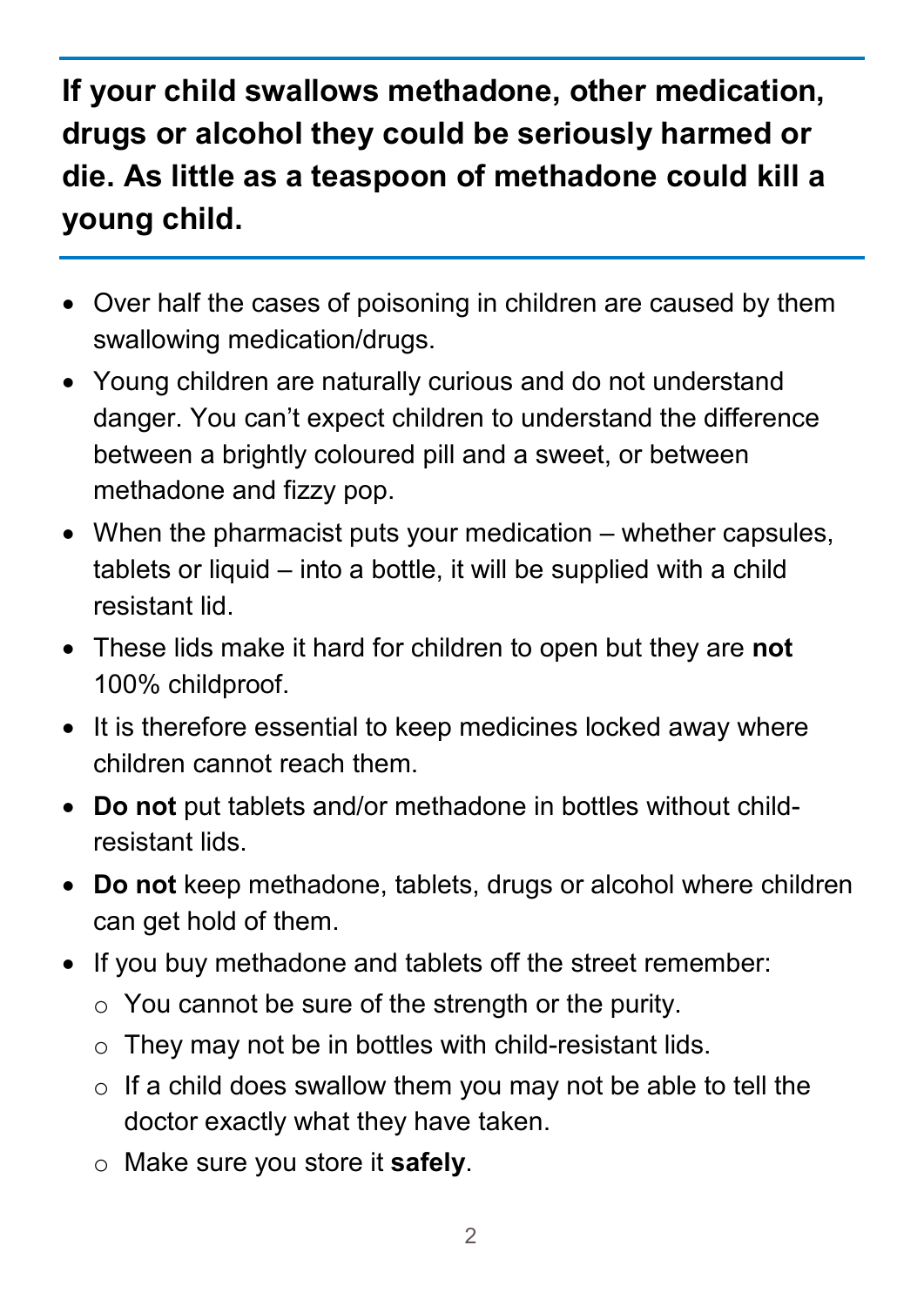**If your child swallows methadone, other medication, drugs or alcohol they could be seriously harmed or die. As little as a teaspoon of methadone could kill a young child.**

---

- Over half the cases of poisoning in children are caused by them swallowing medication/drugs.
- Young children are naturally curious and do not understand danger. You can't expect children to understand the difference between a brightly coloured pill and a sweet, or between methadone and fizzy pop.
- When the pharmacist puts your medication – whether capsules, tablets or liquid – into a bottle, it will be supplied with a child resistant lid.
- These lids make it hard for children to open but they are **not** 100% childproof.
- It is therefore essential to keep medicines locked away where children cannot reach them.
- **Do not** put tablets and/or methadone in bottles without child-resistant lids.
- **Do not** keep methadone, tablets, drugs or alcohol where children can get hold of them.
- If you buy methadone and tablets off the street remember:
    - You cannot be sure of the strength or the purity.
    - They may not be in bottles with child-resistant lids.
    - If a child does swallow them you may not be able to tell the doctor exactly what they have taken.
    - Make sure you store it **safely**.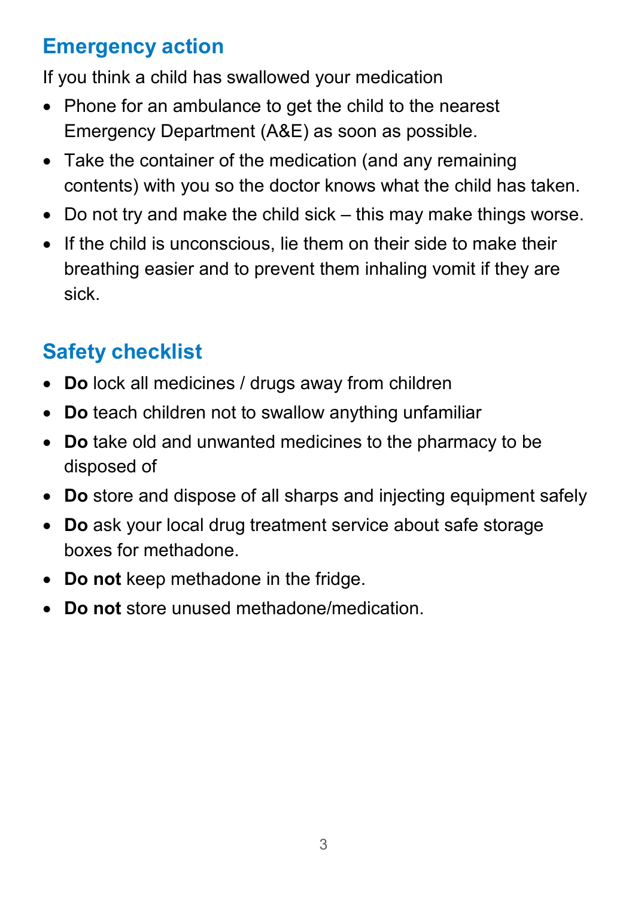## Emergency action

If you think a child has swallowed your medication

- Phone for an ambulance to get the child to the nearest Emergency Department (A&E) as soon as possible.
- Take the container of the medication (and any remaining contents) with you so the doctor knows what the child has taken.
- Do not try and make the child sick – this may make things worse.
- If the child is unconscious, lie them on their side to make their breathing easier and to prevent them inhaling vomit if they are sick.

## Safety checklist

- **Do** lock all medicines / drugs away from children
- **Do** teach children not to swallow anything unfamiliar
- **Do** take old and unwanted medicines to the pharmacy to be disposed of
- **Do** store and dispose of all sharps and injecting equipment safely
- **Do** ask your local drug treatment service about safe storage boxes for methadone.
- **Do not** keep methadone in the fridge.
- **Do not** store unused methadone/medication.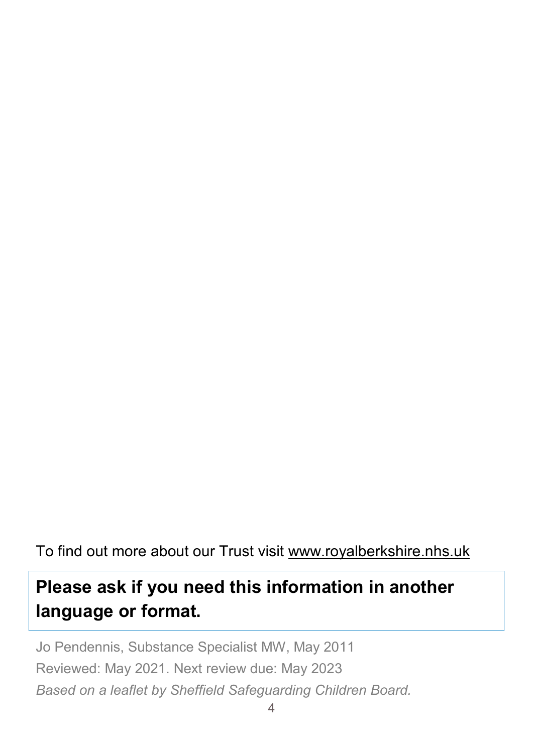To find out more about our Trust visit www.royalberkshire.nhs.uk

**Please ask if you need this information in another language or format.**

Jo Pendennis, Substance Specialist MW, May 2011

Reviewed: May 2021. Next review due: May 2023

*Based on a leaflet by Sheffield Safeguarding Children Board.*